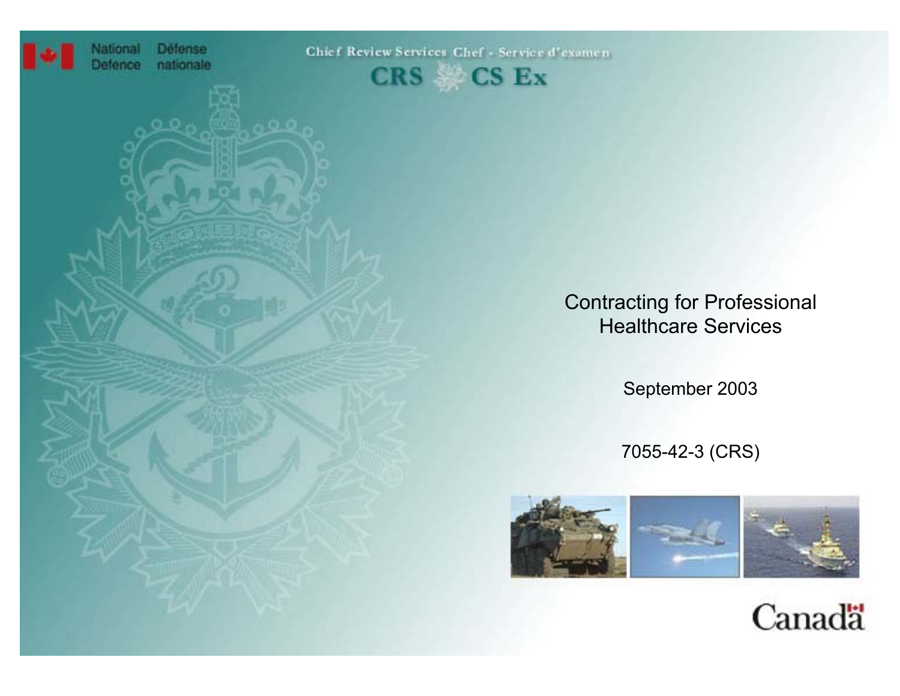National Defence | Défense nationale

Chief Review Services | Chef - Service d'examen

CRS | CS Ex

# Contracting for Professional Healthcare Services

September 2003

7055-42-3 (CRS)

Canada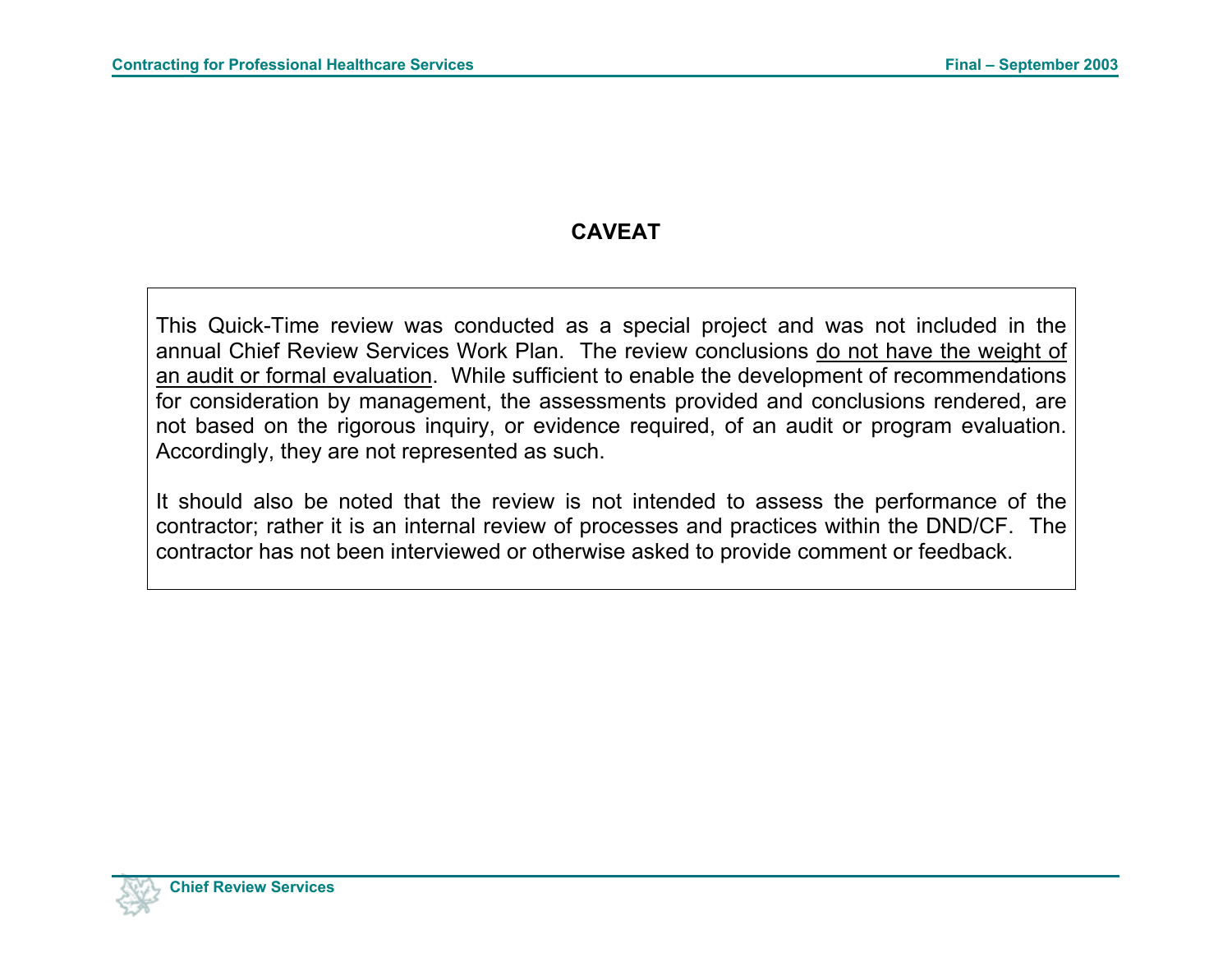# CAVEAT

This Quick-Time review was conducted as a special project and was not included in the annual Chief Review Services Work Plan. The review conclusions <u>do not have the weight of an audit or formal evaluation</u>. While sufficient to enable the development of recommendations for consideration by management, the assessments provided and conclusions rendered, are not based on the rigorous inquiry, or evidence required, of an audit or program evaluation. Accordingly, they are not represented as such.

It should also be noted that the review is not intended to assess the performance of the contractor; rather it is an internal review of processes and practices within the DND/CF. The contractor has not been interviewed or otherwise asked to provide comment or feedback.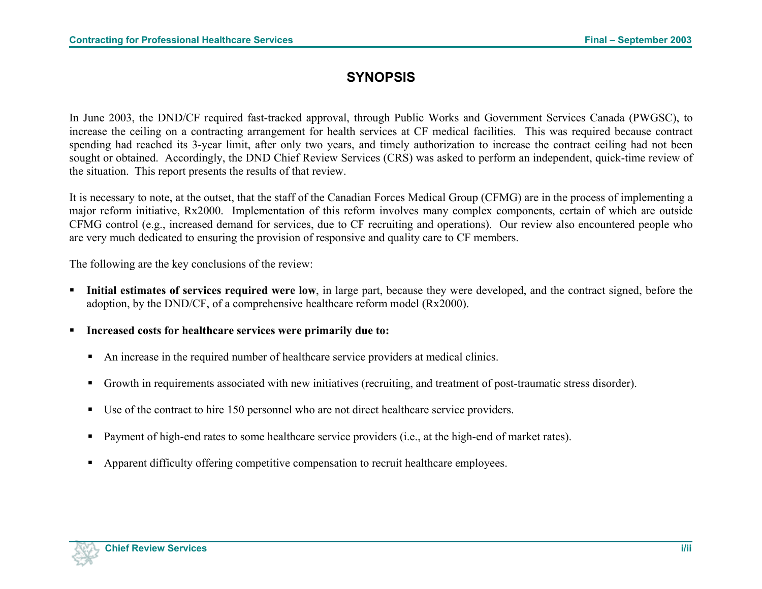# SYNOPSIS

In June 2003, the DND/CF required fast-tracked approval, through Public Works and Government Services Canada (PWGSC), to increase the ceiling on a contracting arrangement for health services at CF medical facilities. This was required because contract spending had reached its 3-year limit, after only two years, and timely authorization to increase the contract ceiling had not been sought or obtained. Accordingly, the DND Chief Review Services (CRS) was asked to perform an independent, quick-time review of the situation. This report presents the results of that review.

It is necessary to note, at the outset, that the staff of the Canadian Forces Medical Group (CFMG) are in the process of implementing a major reform initiative, Rx2000. Implementation of this reform involves many complex components, certain of which are outside CFMG control (e.g., increased demand for services, due to CF recruiting and operations). Our review also encountered people who are very much dedicated to ensuring the provision of responsive and quality care to CF members.

The following are the key conclusions of the review:

- **Initial estimates of services required were low**, in large part, because they were developed, and the contract signed, before the adoption, by the DND/CF, of a comprehensive healthcare reform model (Rx2000).
- **Increased costs for healthcare services were primarily due to:**
  - An increase in the required number of healthcare service providers at medical clinics.
  - Growth in requirements associated with new initiatives (recruiting, and treatment of post-traumatic stress disorder).
  - Use of the contract to hire 150 personnel who are not direct healthcare service providers.
  - Payment of high-end rates to some healthcare service providers (i.e., at the high-end of market rates).
  - Apparent difficulty offering competitive compensation to recruit healthcare employees.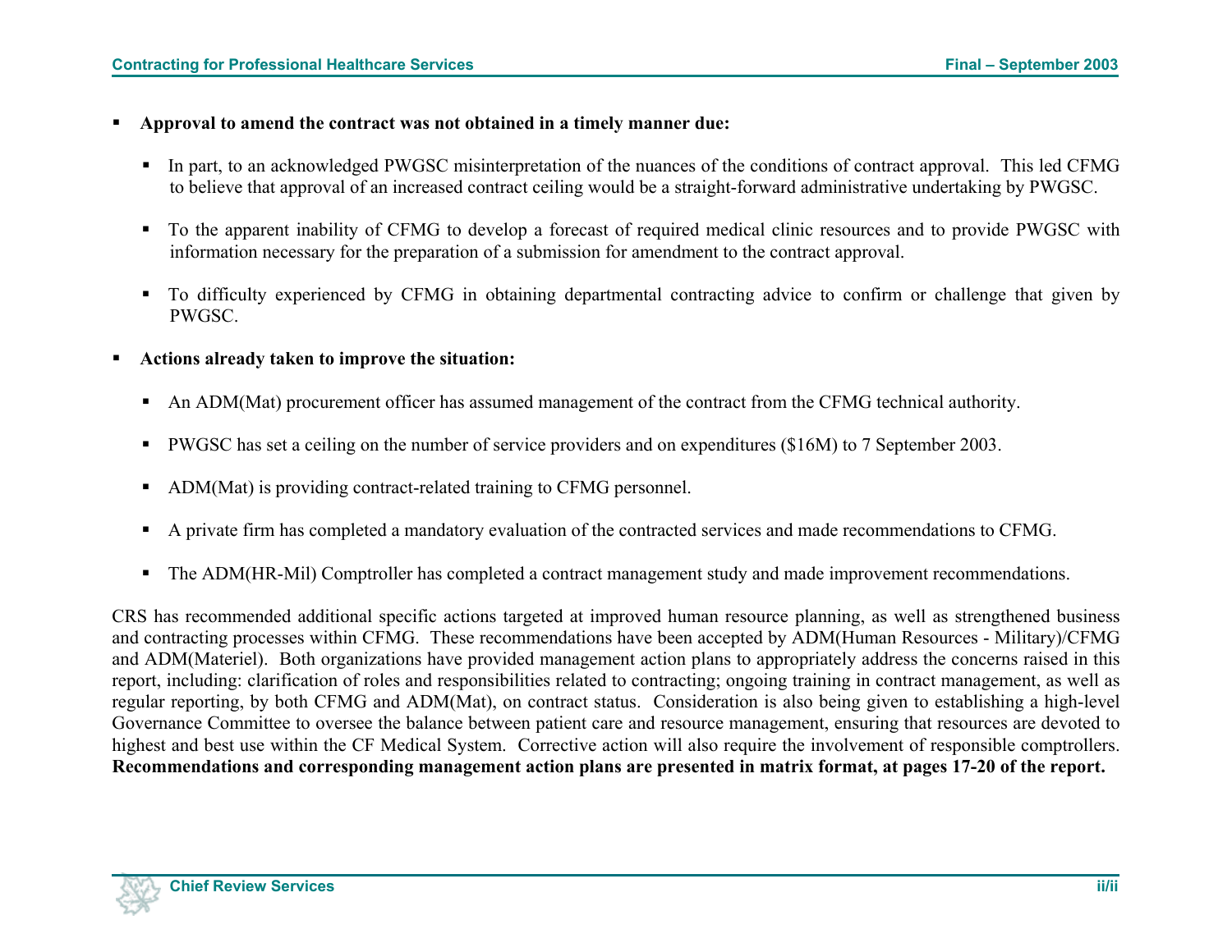- **Approval to amend the contract was not obtained in a timely manner due:**
  - In part, to an acknowledged PWGSC misinterpretation of the nuances of the conditions of contract approval. This led CFMG to believe that approval of an increased contract ceiling would be a straight-forward administrative undertaking by PWGSC.
  - To the apparent inability of CFMG to develop a forecast of required medical clinic resources and to provide PWGSC with information necessary for the preparation of a submission for amendment to the contract approval.
  - To difficulty experienced by CFMG in obtaining departmental contracting advice to confirm or challenge that given by PWGSC.
- **Actions already taken to improve the situation:**
  - An ADM(Mat) procurement officer has assumed management of the contract from the CFMG technical authority.
  - PWGSC has set a ceiling on the number of service providers and on expenditures ($16M) to 7 September 2003.
  - ADM(Mat) is providing contract-related training to CFMG personnel.
  - A private firm has completed a mandatory evaluation of the contracted services and made recommendations to CFMG.
  - The ADM(HR-Mil) Comptroller has completed a contract management study and made improvement recommendations.

CRS has recommended additional specific actions targeted at improved human resource planning, as well as strengthened business and contracting processes within CFMG. These recommendations have been accepted by ADM(Human Resources - Military)/CFMG and ADM(Materiel). Both organizations have provided management action plans to appropriately address the concerns raised in this report, including: clarification of roles and responsibilities related to contracting; ongoing training in contract management, as well as regular reporting, by both CFMG and ADM(Mat), on contract status. Consideration is also being given to establishing a high-level Governance Committee to oversee the balance between patient care and resource management, ensuring that resources are devoted to highest and best use within the CF Medical System. Corrective action will also require the involvement of responsible comptrollers. **Recommendations and corresponding management action plans are presented in matrix format, at pages 17-20 of the report.**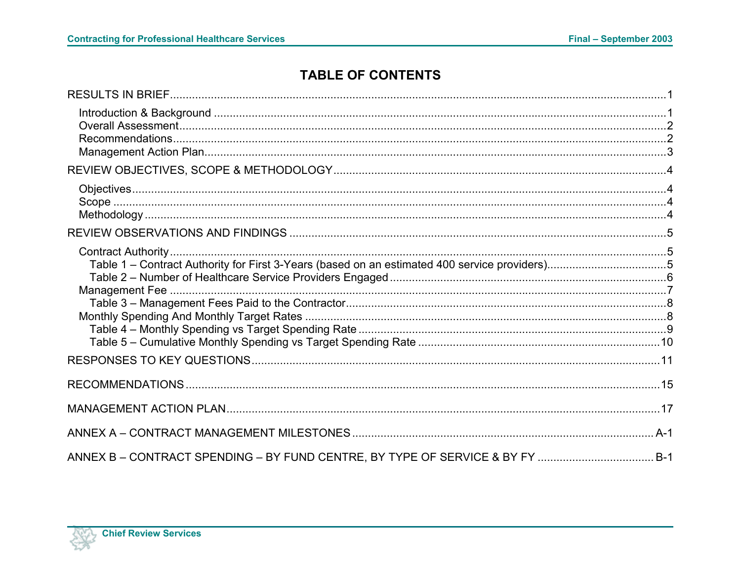# TABLE OF CONTENTS

RESULTS IN BRIEF .......... 1

- Introduction & Background .......... 1
- Overall Assessment .......... 2
- Recommendations .......... 2
- Management Action Plan .......... 3

REVIEW OBJECTIVES, SCOPE & METHODOLOGY .......... 4

- Objectives .......... 4
- Scope .......... 4
- Methodology .......... 4

REVIEW OBSERVATIONS AND FINDINGS .......... 5

- Contract Authority .......... 5
  - Table 1 – Contract Authority for First 3-Years (based on an estimated 400 service providers) .......... 5
  - Table 2 – Number of Healthcare Service Providers Engaged .......... 6
- Management Fee .......... 7
  - Table 3 – Management Fees Paid to the Contractor .......... 8
- Monthly Spending And Monthly Target Rates .......... 8
  - Table 4 – Monthly Spending vs Target Spending Rate .......... 9
  - Table 5 – Cumulative Monthly Spending vs Target Spending Rate .......... 10

RESPONSES TO KEY QUESTIONS .......... 11

RECOMMENDATIONS .......... 15

MANAGEMENT ACTION PLAN .......... 17

ANNEX A – CONTRACT MANAGEMENT MILESTONES .......... A-1

ANNEX B – CONTRACT SPENDING – BY FUND CENTRE, BY TYPE OF SERVICE & BY FY .......... B-1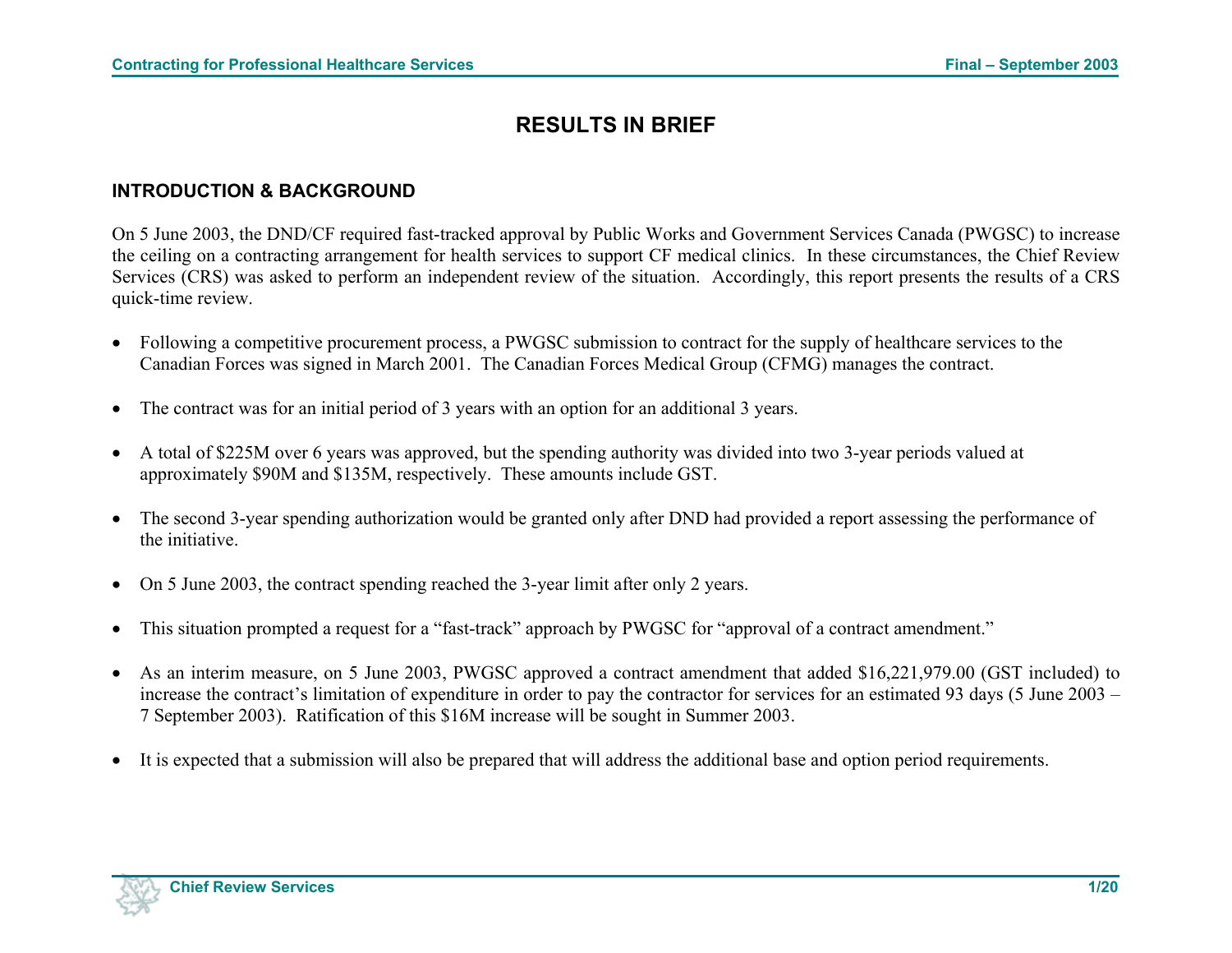# RESULTS IN BRIEF

## INTRODUCTION & BACKGROUND

On 5 June 2003, the DND/CF required fast-tracked approval by Public Works and Government Services Canada (PWGSC) to increase the ceiling on a contracting arrangement for health services to support CF medical clinics. In these circumstances, the Chief Review Services (CRS) was asked to perform an independent review of the situation. Accordingly, this report presents the results of a CRS quick-time review.

- Following a competitive procurement process, a PWGSC submission to contract for the supply of healthcare services to the Canadian Forces was signed in March 2001. The Canadian Forces Medical Group (CFMG) manages the contract.

- The contract was for an initial period of 3 years with an option for an additional 3 years.

- A total of $225M over 6 years was approved, but the spending authority was divided into two 3-year periods valued at approximately $90M and $135M, respectively. These amounts include GST.

- The second 3-year spending authorization would be granted only after DND had provided a report assessing the performance of the initiative.

- On 5 June 2003, the contract spending reached the 3-year limit after only 2 years.

- This situation prompted a request for a "fast-track" approach by PWGSC for "approval of a contract amendment."

- As an interim measure, on 5 June 2003, PWGSC approved a contract amendment that added $16,221,979.00 (GST included) to increase the contract's limitation of expenditure in order to pay the contractor for services for an estimated 93 days (5 June 2003 – 7 September 2003). Ratification of this $16M increase will be sought in Summer 2003.

- It is expected that a submission will also be prepared that will address the additional base and option period requirements.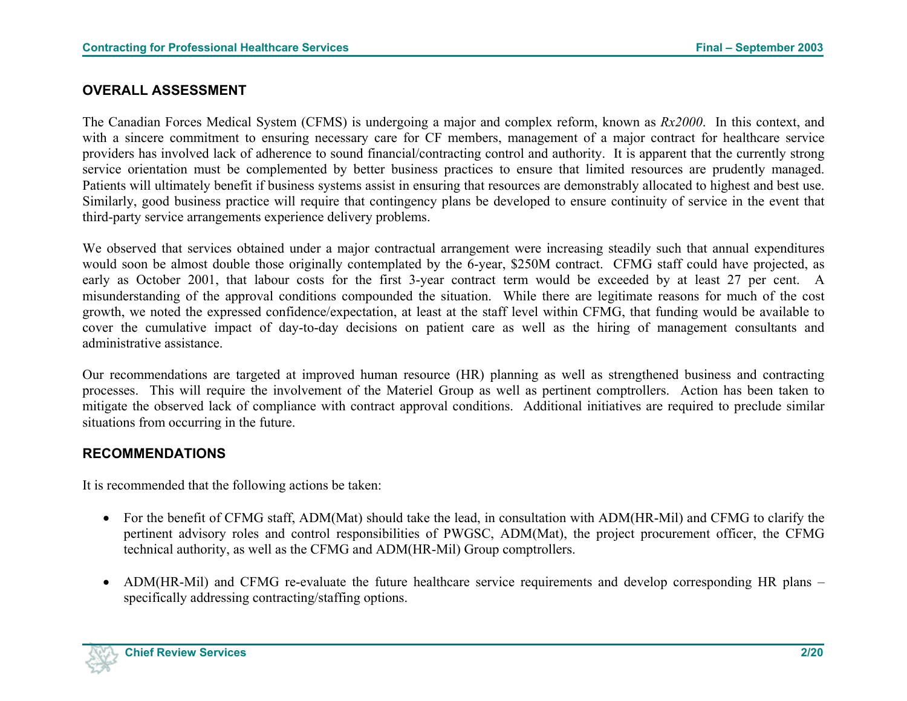## OVERALL ASSESSMENT

The Canadian Forces Medical System (CFMS) is undergoing a major and complex reform, known as *Rx2000*. In this context, and with a sincere commitment to ensuring necessary care for CF members, management of a major contract for healthcare service providers has involved lack of adherence to sound financial/contracting control and authority. It is apparent that the currently strong service orientation must be complemented by better business practices to ensure that limited resources are prudently managed. Patients will ultimately benefit if business systems assist in ensuring that resources are demonstrably allocated to highest and best use. Similarly, good business practice will require that contingency plans be developed to ensure continuity of service in the event that third-party service arrangements experience delivery problems.

We observed that services obtained under a major contractual arrangement were increasing steadily such that annual expenditures would soon be almost double those originally contemplated by the 6-year, $250M contract. CFMG staff could have projected, as early as October 2001, that labour costs for the first 3-year contract term would be exceeded by at least 27 per cent. A misunderstanding of the approval conditions compounded the situation. While there are legitimate reasons for much of the cost growth, we noted the expressed confidence/expectation, at least at the staff level within CFMG, that funding would be available to cover the cumulative impact of day-to-day decisions on patient care as well as the hiring of management consultants and administrative assistance.

Our recommendations are targeted at improved human resource (HR) planning as well as strengthened business and contracting processes. This will require the involvement of the Materiel Group as well as pertinent comptrollers. Action has been taken to mitigate the observed lack of compliance with contract approval conditions. Additional initiatives are required to preclude similar situations from occurring in the future.

## RECOMMENDATIONS

It is recommended that the following actions be taken:

- For the benefit of CFMG staff, ADM(Mat) should take the lead, in consultation with ADM(HR-Mil) and CFMG to clarify the pertinent advisory roles and control responsibilities of PWGSC, ADM(Mat), the project procurement officer, the CFMG technical authority, as well as the CFMG and ADM(HR-Mil) Group comptrollers.

- ADM(HR-Mil) and CFMG re-evaluate the future healthcare service requirements and develop corresponding HR plans – specifically addressing contracting/staffing options.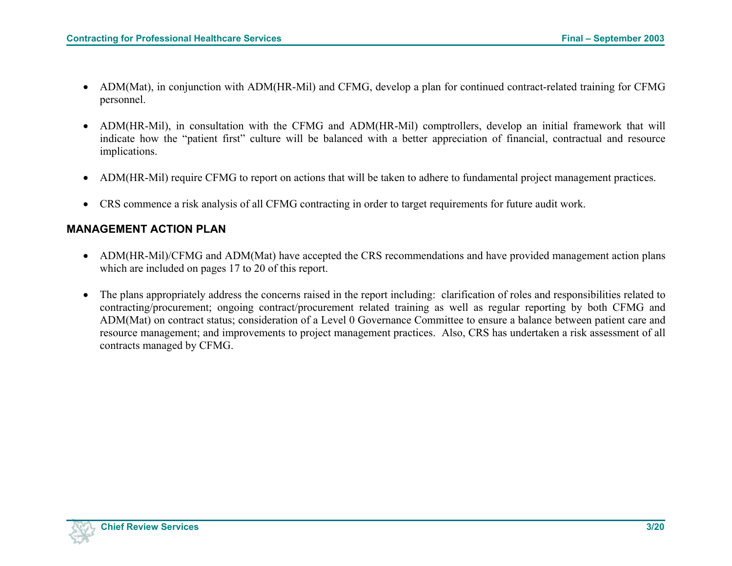- ADM(Mat), in conjunction with ADM(HR-Mil) and CFMG, develop a plan for continued contract-related training for CFMG personnel.

- ADM(HR-Mil), in consultation with the CFMG and ADM(HR-Mil) comptrollers, develop an initial framework that will indicate how the "patient first" culture will be balanced with a better appreciation of financial, contractual and resource implications.

- ADM(HR-Mil) require CFMG to report on actions that will be taken to adhere to fundamental project management practices.

- CRS commence a risk analysis of all CFMG contracting in order to target requirements for future audit work.

## MANAGEMENT ACTION PLAN

- ADM(HR-Mil)/CFMG and ADM(Mat) have accepted the CRS recommendations and have provided management action plans which are included on pages 17 to 20 of this report.

- The plans appropriately address the concerns raised in the report including: clarification of roles and responsibilities related to contracting/procurement; ongoing contract/procurement related training as well as regular reporting by both CFMG and ADM(Mat) on contract status; consideration of a Level 0 Governance Committee to ensure a balance between patient care and resource management; and improvements to project management practices. Also, CRS has undertaken a risk assessment of all contracts managed by CFMG.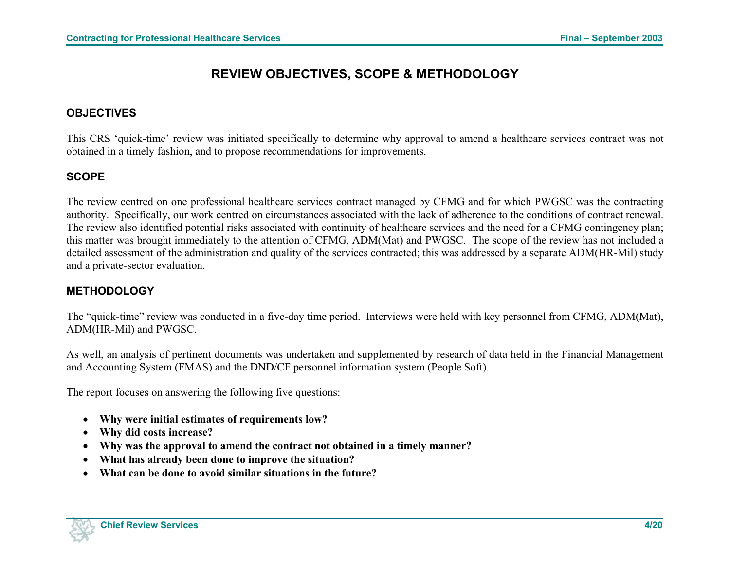# REVIEW OBJECTIVES, SCOPE & METHODOLOGY

## OBJECTIVES

This CRS 'quick-time' review was initiated specifically to determine why approval to amend a healthcare services contract was not obtained in a timely fashion, and to propose recommendations for improvements.

## SCOPE

The review centred on one professional healthcare services contract managed by CFMG and for which PWGSC was the contracting authority. Specifically, our work centred on circumstances associated with the lack of adherence to the conditions of contract renewal. The review also identified potential risks associated with continuity of healthcare services and the need for a CFMG contingency plan; this matter was brought immediately to the attention of CFMG, ADM(Mat) and PWGSC. The scope of the review has not included a detailed assessment of the administration and quality of the services contracted; this was addressed by a separate ADM(HR-Mil) study and a private-sector evaluation.

## METHODOLOGY

The "quick-time" review was conducted in a five-day time period. Interviews were held with key personnel from CFMG, ADM(Mat), ADM(HR-Mil) and PWGSC.

As well, an analysis of pertinent documents was undertaken and supplemented by research of data held in the Financial Management and Accounting System (FMAS) and the DND/CF personnel information system (People Soft).

The report focuses on answering the following five questions:

- **Why were initial estimates of requirements low?**
- **Why did costs increase?**
- **Why was the approval to amend the contract not obtained in a timely manner?**
- **What has already been done to improve the situation?**
- **What can be done to avoid similar situations in the future?**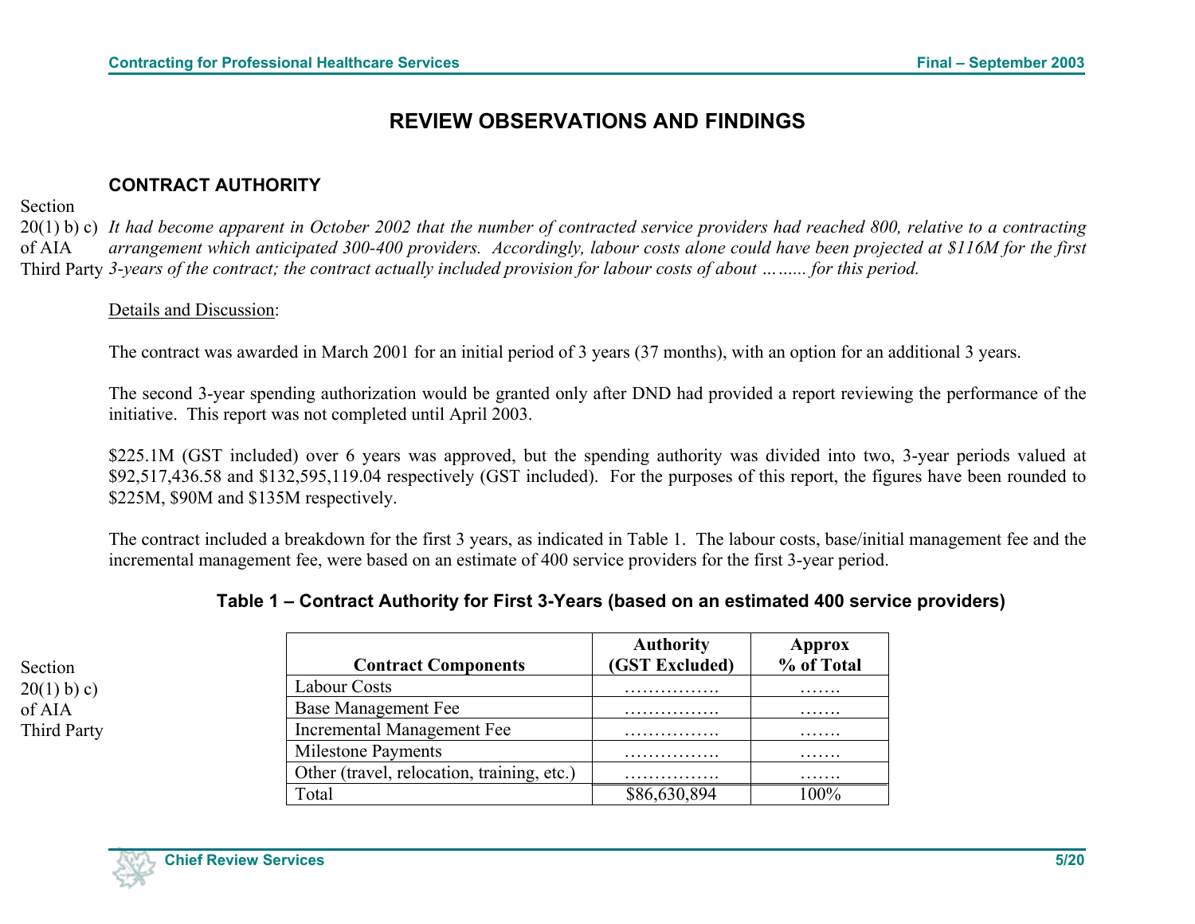# REVIEW OBSERVATIONS AND FINDINGS

## CONTRACT AUTHORITY

Section 20(1) b) c) of AIA Third Party

*It had become apparent in October 2002 that the number of contracted service providers had reached 800, relative to a contracting arrangement which anticipated 300-400 providers. Accordingly, labour costs alone could have been projected at $116M for the first 3-years of the contract; the contract actually included provision for labour costs of about ……... for this period.*

Details and Discussion:

The contract was awarded in March 2001 for an initial period of 3 years (37 months), with an option for an additional 3 years.

The second 3-year spending authorization would be granted only after DND had provided a report reviewing the performance of the initiative. This report was not completed until April 2003.

$225.1M (GST included) over 6 years was approved, but the spending authority was divided into two, 3-year periods valued at $92,517,436.58 and $132,595,119.04 respectively (GST included). For the purposes of this report, the figures have been rounded to $225M, $90M and $135M respectively.

The contract included a breakdown for the first 3 years, as indicated in Table 1. The labour costs, base/initial management fee and the incremental management fee, were based on an estimate of 400 service providers for the first 3-year period.

**Table 1 – Contract Authority for First 3-Years (based on an estimated 400 service providers)**

Section 20(1) b) c) of AIA Third Party

| Contract Components | Authority (GST Excluded) | Approx % of Total |
|---|---|---|
| Labour Costs | ……………. | ……. |
| Base Management Fee | ……………. | ……. |
| Incremental Management Fee | ……………. | ……. |
| Milestone Payments | ……………. | ……. |
| Other (travel, relocation, training, etc.) | ……………. | ……. |
| Total | $86,630,894 | 100% |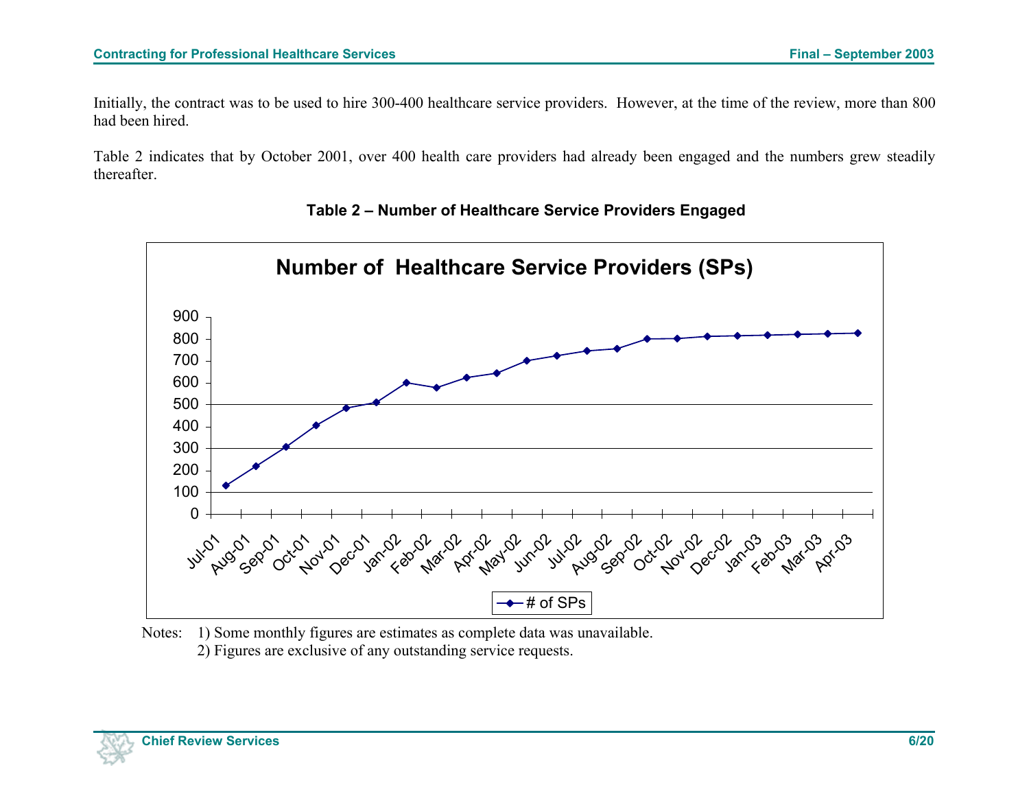Initially, the contract was to be used to hire 300-400 healthcare service providers. However, at the time of the review, more than 800 had been hired.

Table 2 indicates that by October 2001, over 400 health care providers had already been engaged and the numbers grew steadily thereafter.

**Table 2 – Number of Healthcare Service Providers Engaged**

Notes: 1) Some monthly figures are estimates as complete data was unavailable.
2) Figures are exclusive of any outstanding service requests.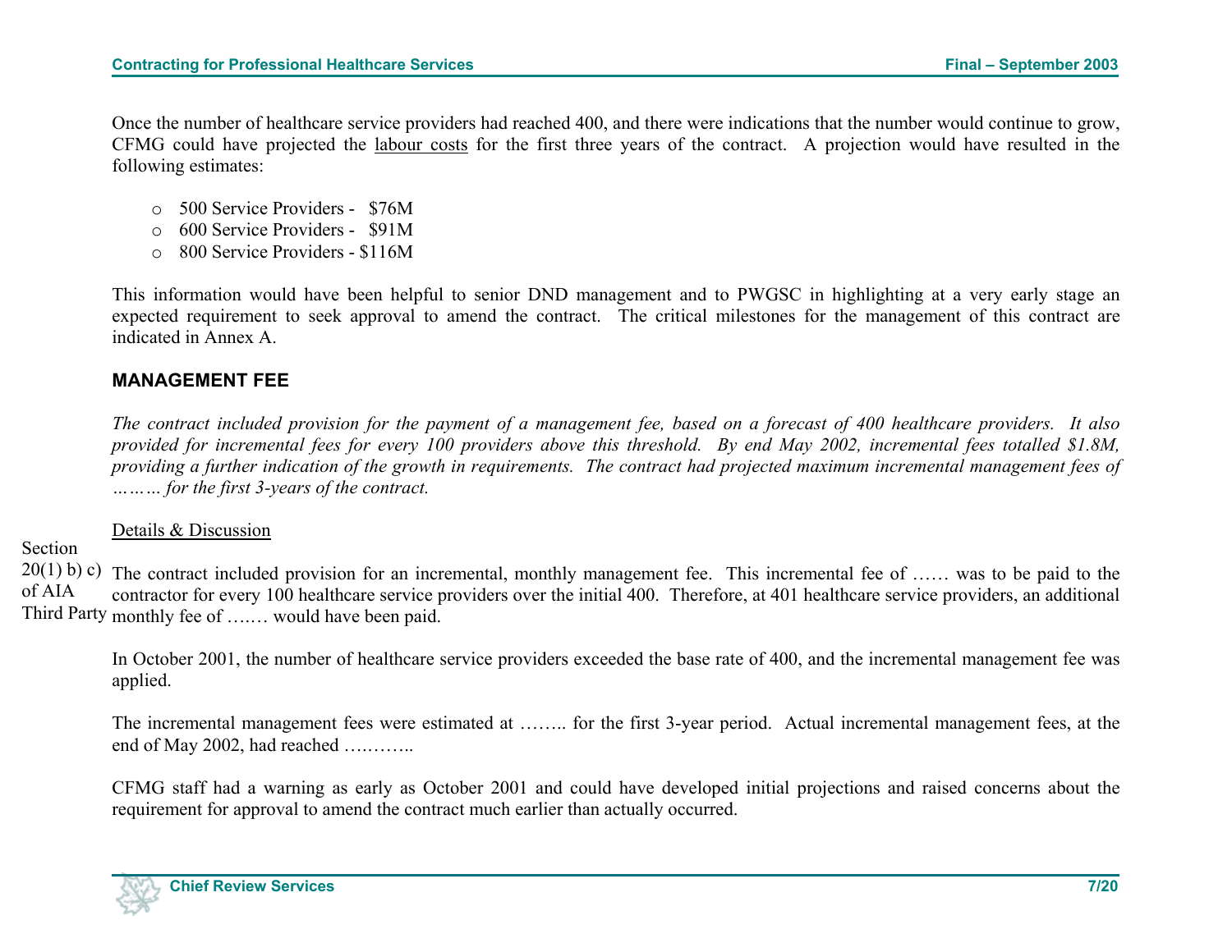Once the number of healthcare service providers had reached 400, and there were indications that the number would continue to grow, CFMG could have projected the labour costs for the first three years of the contract. A projection would have resulted in the following estimates:

- 500 Service Providers - $76M
- 600 Service Providers - $91M
- 800 Service Providers - $116M

This information would have been helpful to senior DND management and to PWGSC in highlighting at a very early stage an expected requirement to seek approval to amend the contract. The critical milestones for the management of this contract are indicated in Annex A.

## MANAGEMENT FEE

*The contract included provision for the payment of a management fee, based on a forecast of 400 healthcare providers. It also provided for incremental fees for every 100 providers above this threshold. By end May 2002, incremental fees totalled $1.8M, providing a further indication of the growth in requirements. The contract had projected maximum incremental management fees of ……… for the first 3-years of the contract.*

Details & Discussion

Section 20(1) b) c) of AIA Third Party

The contract included provision for an incremental, monthly management fee. This incremental fee of …… was to be paid to the contractor for every 100 healthcare service providers over the initial 400. Therefore, at 401 healthcare service providers, an additional monthly fee of …… would have been paid.

In October 2001, the number of healthcare service providers exceeded the base rate of 400, and the incremental management fee was applied.

The incremental management fees were estimated at …….. for the first 3-year period. Actual incremental management fees, at the end of May 2002, had reached ………..

CFMG staff had a warning as early as October 2001 and could have developed initial projections and raised concerns about the requirement for approval to amend the contract much earlier than actually occurred.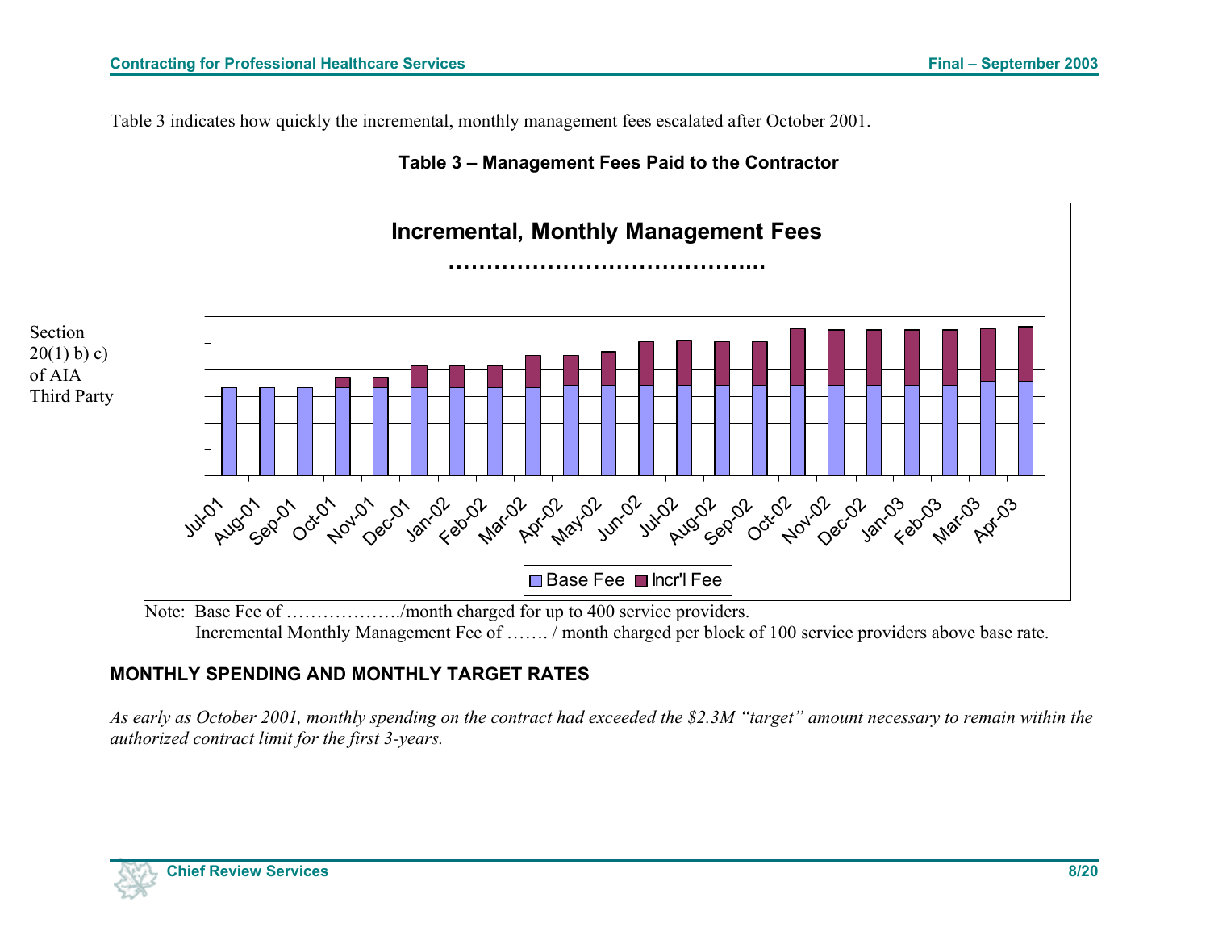Table 3 indicates how quickly the incremental, monthly management fees escalated after October 2001.

**Table 3 – Management Fees Paid to the Contractor**

**Incremental, Monthly Management Fees**

**…………………………………..**

Section 20(1) b) c) of AIA Third Party

Jul-01, Aug-01, Sep-01, Oct-01, Nov-01, Dec-01, Jan-02, Feb-02, Mar-02, Apr-02, May-02, Jun-02, Jul-02, Aug-02, Sep-02, Oct-02, Nov-02, Dec-02, Jan-03, Feb-03, Mar-03, Apr-03

Base Fee | Incr'l Fee

Note: Base Fee of ………………./month charged for up to 400 service providers.
Incremental Monthly Management Fee of ……. / month charged per block of 100 service providers above base rate.

## MONTHLY SPENDING AND MONTHLY TARGET RATES

*As early as October 2001, monthly spending on the contract had exceeded the $2.3M "target" amount necessary to remain within the authorized contract limit for the first 3-years.*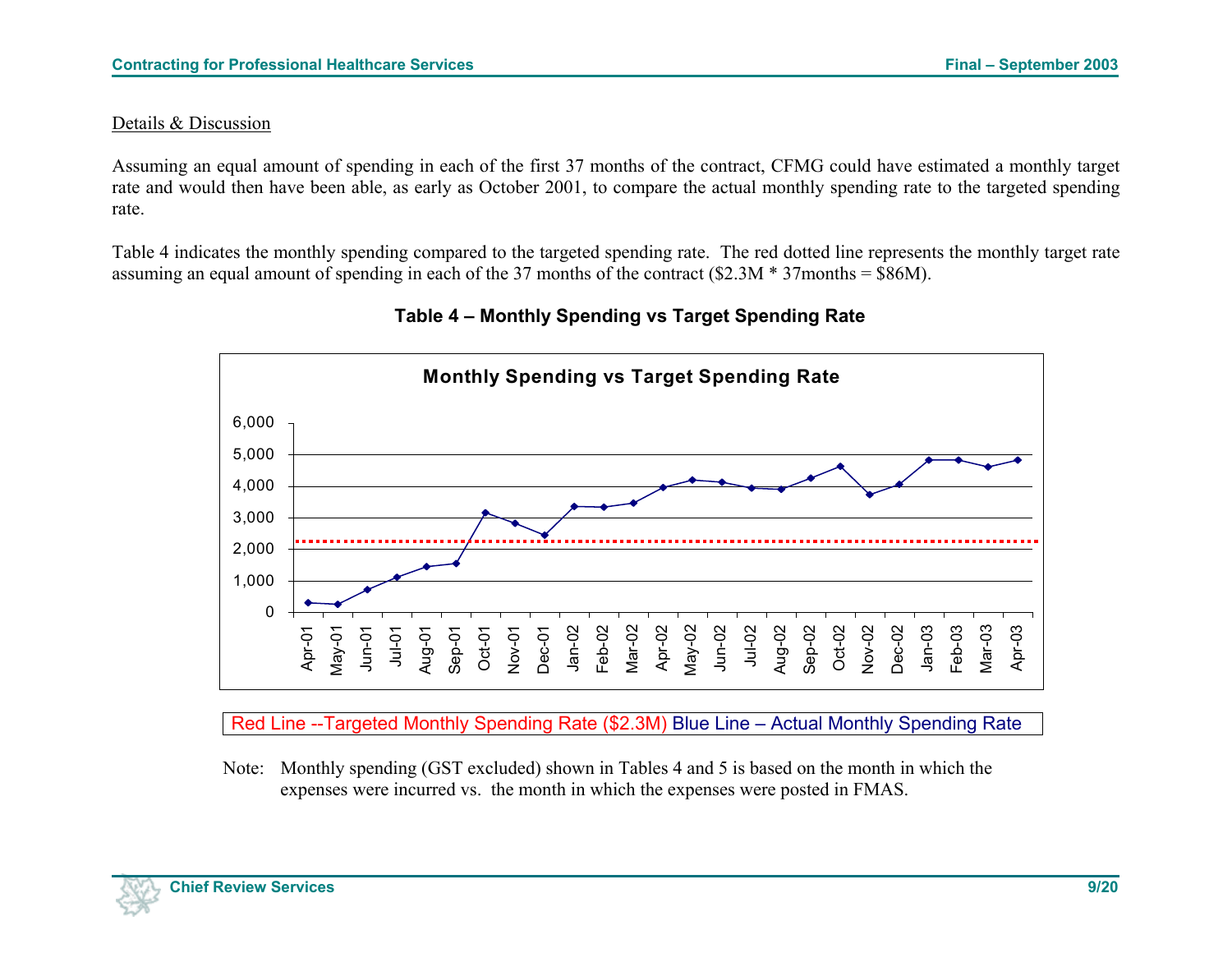Details & Discussion

Assuming an equal amount of spending in each of the first 37 months of the contract, CFMG could have estimated a monthly target rate and would then have been able, as early as October 2001, to compare the actual monthly spending rate to the targeted spending rate.

Table 4 indicates the monthly spending compared to the targeted spending rate. The red dotted line represents the monthly target rate assuming an equal amount of spending in each of the 37 months of the contract ($2.3M * 37months = $86M).

**Table 4 – Monthly Spending vs Target Spending Rate**

Red Line --Targeted Monthly Spending Rate ($2.3M) Blue Line – Actual Monthly Spending Rate

Note: Monthly spending (GST excluded) shown in Tables 4 and 5 is based on the month in which the expenses were incurred vs. the month in which the expenses were posted in FMAS.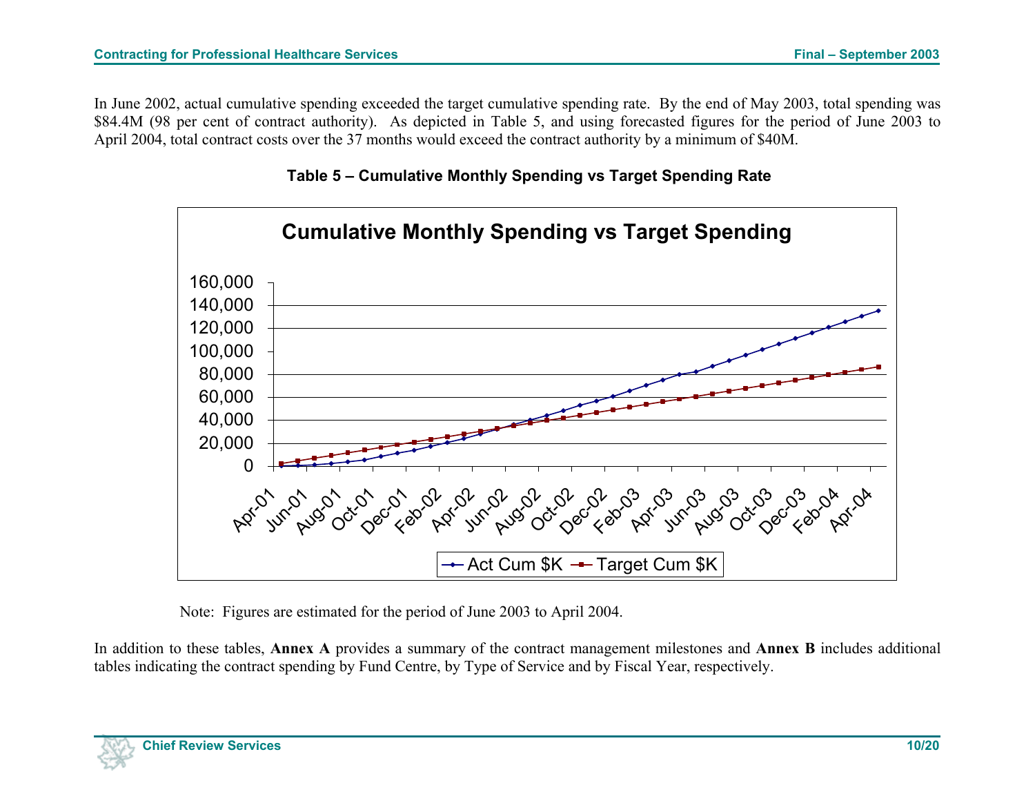In June 2002, actual cumulative spending exceeded the target cumulative spending rate. By the end of May 2003, total spending was $84.4M (98 per cent of contract authority). As depicted in Table 5, and using forecasted figures for the period of June 2003 to April 2004, total contract costs over the 37 months would exceed the contract authority by a minimum of $40M.

**Table 5 – Cumulative Monthly Spending vs Target Spending Rate**

Note: Figures are estimated for the period of June 2003 to April 2004.

In addition to these tables, **Annex A** provides a summary of the contract management milestones and **Annex B** includes additional tables indicating the contract spending by Fund Centre, by Type of Service and by Fiscal Year, respectively.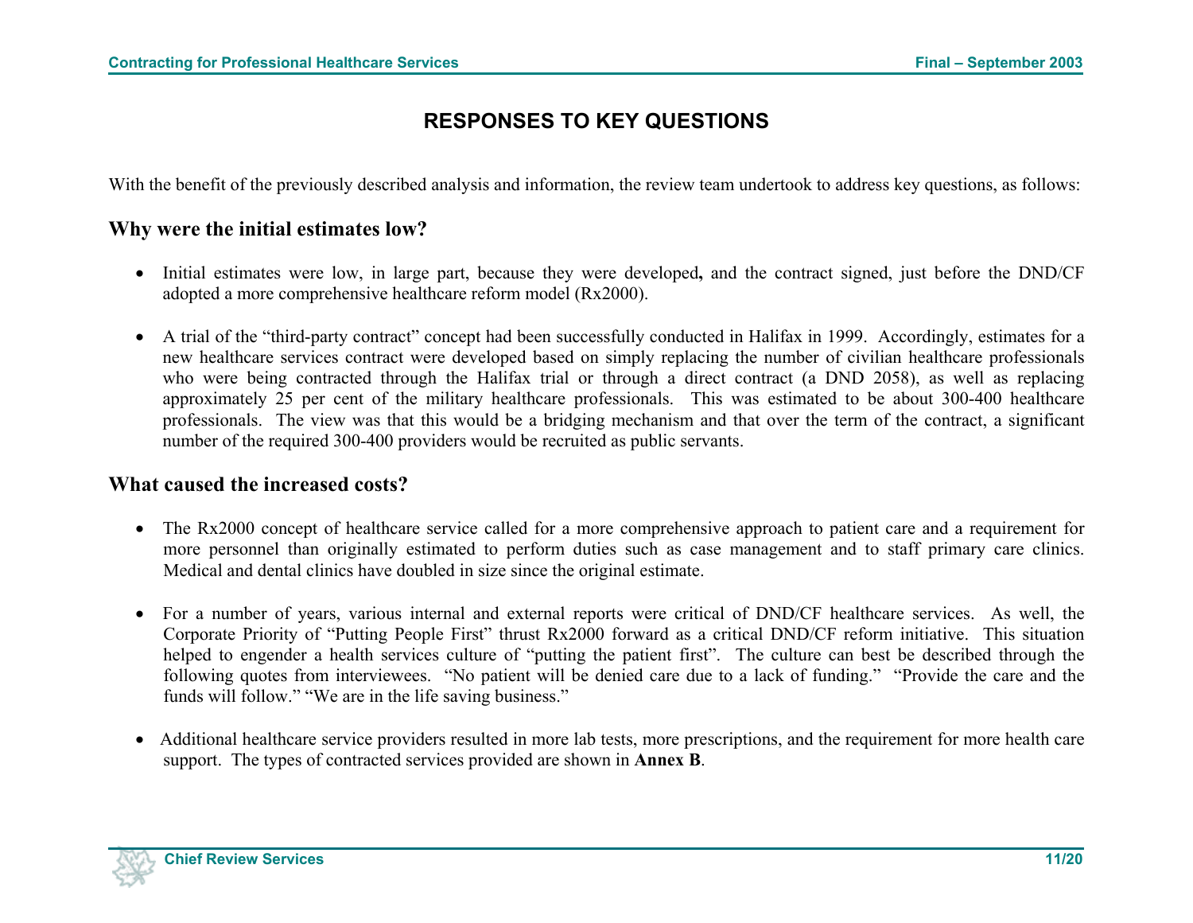## RESPONSES TO KEY QUESTIONS

With the benefit of the previously described analysis and information, the review team undertook to address key questions, as follows:

### Why were the initial estimates low?

- Initial estimates were low, in large part, because they were developed**,** and the contract signed, just before the DND/CF adopted a more comprehensive healthcare reform model (Rx2000).

- A trial of the "third-party contract" concept had been successfully conducted in Halifax in 1999. Accordingly, estimates for a new healthcare services contract were developed based on simply replacing the number of civilian healthcare professionals who were being contracted through the Halifax trial or through a direct contract (a DND 2058), as well as replacing approximately 25 per cent of the military healthcare professionals. This was estimated to be about 300-400 healthcare professionals. The view was that this would be a bridging mechanism and that over the term of the contract, a significant number of the required 300-400 providers would be recruited as public servants.

### What caused the increased costs?

- The Rx2000 concept of healthcare service called for a more comprehensive approach to patient care and a requirement for more personnel than originally estimated to perform duties such as case management and to staff primary care clinics. Medical and dental clinics have doubled in size since the original estimate.

- For a number of years, various internal and external reports were critical of DND/CF healthcare services. As well, the Corporate Priority of "Putting People First" thrust Rx2000 forward as a critical DND/CF reform initiative. This situation helped to engender a health services culture of "putting the patient first". The culture can best be described through the following quotes from interviewees. "No patient will be denied care due to a lack of funding." "Provide the care and the funds will follow." "We are in the life saving business."

- Additional healthcare service providers resulted in more lab tests, more prescriptions, and the requirement for more health care support. The types of contracted services provided are shown in **Annex B**.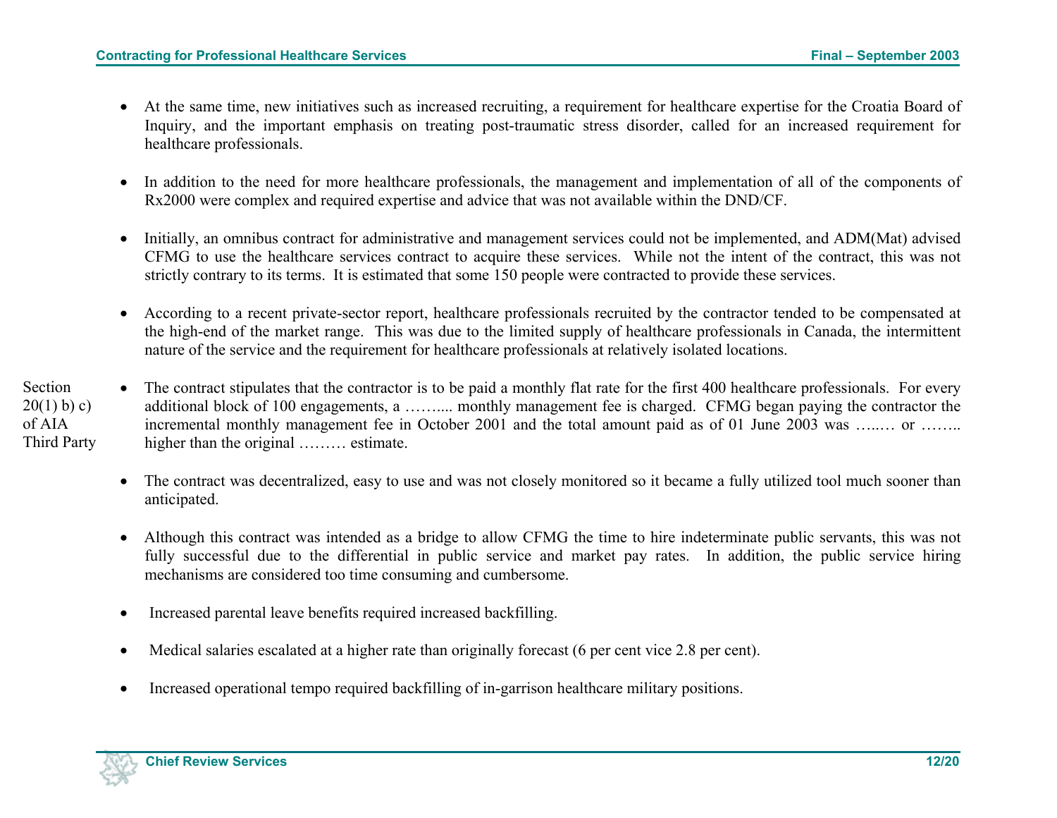- At the same time, new initiatives such as increased recruiting, a requirement for healthcare expertise for the Croatia Board of Inquiry, and the important emphasis on treating post-traumatic stress disorder, called for an increased requirement for healthcare professionals.

- In addition to the need for more healthcare professionals, the management and implementation of all of the components of Rx2000 were complex and required expertise and advice that was not available within the DND/CF.

- Initially, an omnibus contract for administrative and management services could not be implemented, and ADM(Mat) advised CFMG to use the healthcare services contract to acquire these services. While not the intent of the contract, this was not strictly contrary to its terms. It is estimated that some 150 people were contracted to provide these services.

- According to a recent private-sector report, healthcare professionals recruited by the contractor tended to be compensated at the high-end of the market range. This was due to the limited supply of healthcare professionals in Canada, the intermittent nature of the service and the requirement for healthcare professionals at relatively isolated locations.

Section 20(1) b) c) of AIA Third Party

- The contract stipulates that the contractor is to be paid a monthly flat rate for the first 400 healthcare professionals. For every additional block of 100 engagements, a ……... monthly management fee is charged. CFMG began paying the contractor the incremental monthly management fee in October 2001 and the total amount paid as of 01 June 2003 was …..… or …….. higher than the original ……… estimate.

- The contract was decentralized, easy to use and was not closely monitored so it became a fully utilized tool much sooner than anticipated.

- Although this contract was intended as a bridge to allow CFMG the time to hire indeterminate public servants, this was not fully successful due to the differential in public service and market pay rates. In addition, the public service hiring mechanisms are considered too time consuming and cumbersome.

- Increased parental leave benefits required increased backfilling.

- Medical salaries escalated at a higher rate than originally forecast (6 per cent vice 2.8 per cent).

- Increased operational tempo required backfilling of in-garrison healthcare military positions.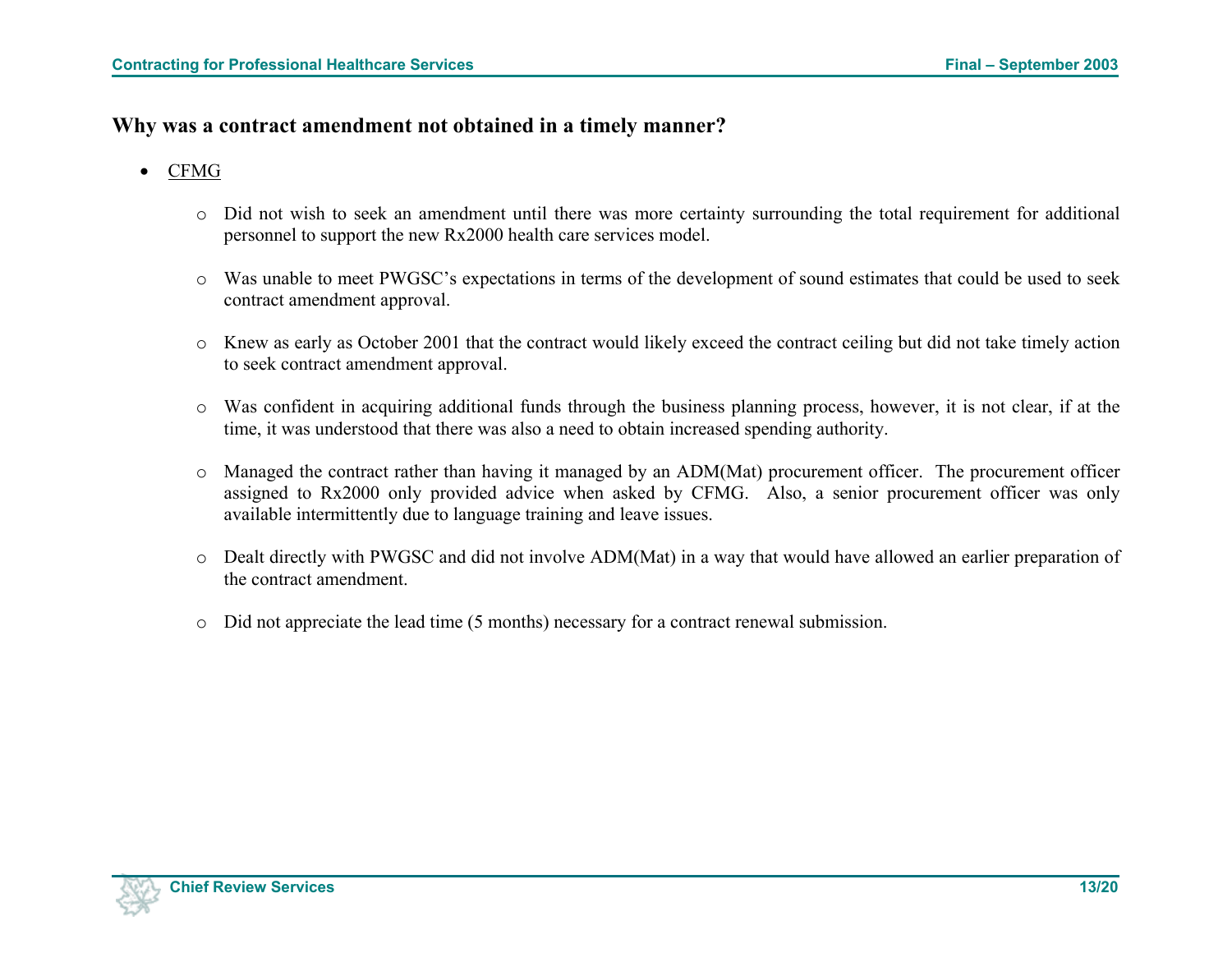## Why was a contract amendment not obtained in a timely manner?

- CFMG
  - Did not wish to seek an amendment until there was more certainty surrounding the total requirement for additional personnel to support the new Rx2000 health care services model.
  - Was unable to meet PWGSC's expectations in terms of the development of sound estimates that could be used to seek contract amendment approval.
  - Knew as early as October 2001 that the contract would likely exceed the contract ceiling but did not take timely action to seek contract amendment approval.
  - Was confident in acquiring additional funds through the business planning process, however, it is not clear, if at the time, it was understood that there was also a need to obtain increased spending authority.
  - Managed the contract rather than having it managed by an ADM(Mat) procurement officer. The procurement officer assigned to Rx2000 only provided advice when asked by CFMG. Also, a senior procurement officer was only available intermittently due to language training and leave issues.
  - Dealt directly with PWGSC and did not involve ADM(Mat) in a way that would have allowed an earlier preparation of the contract amendment.
  - Did not appreciate the lead time (5 months) necessary for a contract renewal submission.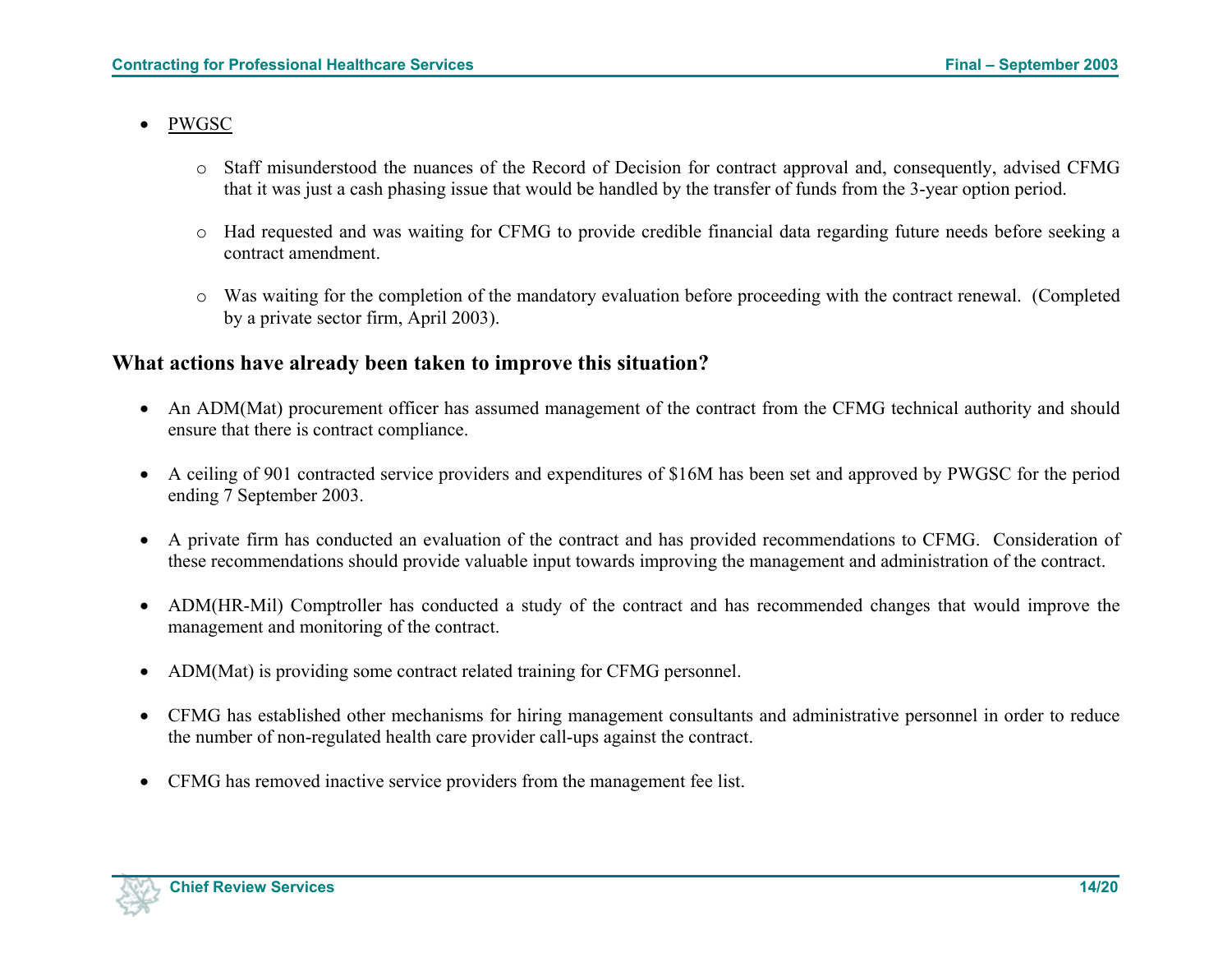- <u>PWGSC</u>

    - Staff misunderstood the nuances of the Record of Decision for contract approval and, consequently, advised CFMG that it was just a cash phasing issue that would be handled by the transfer of funds from the 3-year option period.

    - Had requested and was waiting for CFMG to provide credible financial data regarding future needs before seeking a contract amendment.

    - Was waiting for the completion of the mandatory evaluation before proceeding with the contract renewal. (Completed by a private sector firm, April 2003).

### What actions have already been taken to improve this situation?

- An ADM(Mat) procurement officer has assumed management of the contract from the CFMG technical authority and should ensure that there is contract compliance.

- A ceiling of 901 contracted service providers and expenditures of $16M has been set and approved by PWGSC for the period ending 7 September 2003.

- A private firm has conducted an evaluation of the contract and has provided recommendations to CFMG. Consideration of these recommendations should provide valuable input towards improving the management and administration of the contract.

- ADM(HR-Mil) Comptroller has conducted a study of the contract and has recommended changes that would improve the management and monitoring of the contract.

- ADM(Mat) is providing some contract related training for CFMG personnel.

- CFMG has established other mechanisms for hiring management consultants and administrative personnel in order to reduce the number of non-regulated health care provider call-ups against the contract.

- CFMG has removed inactive service providers from the management fee list.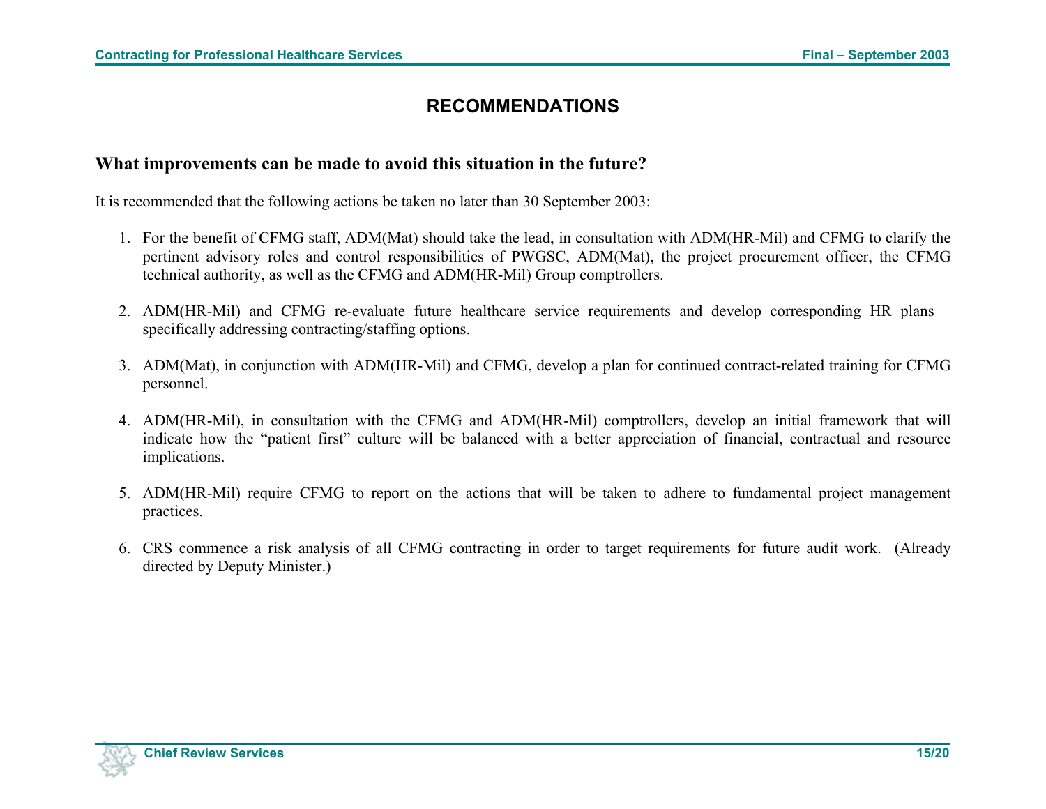# RECOMMENDATIONS

## What improvements can be made to avoid this situation in the future?

It is recommended that the following actions be taken no later than 30 September 2003:

1. For the benefit of CFMG staff, ADM(Mat) should take the lead, in consultation with ADM(HR-Mil) and CFMG to clarify the pertinent advisory roles and control responsibilities of PWGSC, ADM(Mat), the project procurement officer, the CFMG technical authority, as well as the CFMG and ADM(HR-Mil) Group comptrollers.

2. ADM(HR-Mil) and CFMG re-evaluate future healthcare service requirements and develop corresponding HR plans – specifically addressing contracting/staffing options.

3. ADM(Mat), in conjunction with ADM(HR-Mil) and CFMG, develop a plan for continued contract-related training for CFMG personnel.

4. ADM(HR-Mil), in consultation with the CFMG and ADM(HR-Mil) comptrollers, develop an initial framework that will indicate how the "patient first" culture will be balanced with a better appreciation of financial, contractual and resource implications.

5. ADM(HR-Mil) require CFMG to report on the actions that will be taken to adhere to fundamental project management practices.

6. CRS commence a risk analysis of all CFMG contracting in order to target requirements for future audit work. (Already directed by Deputy Minister.)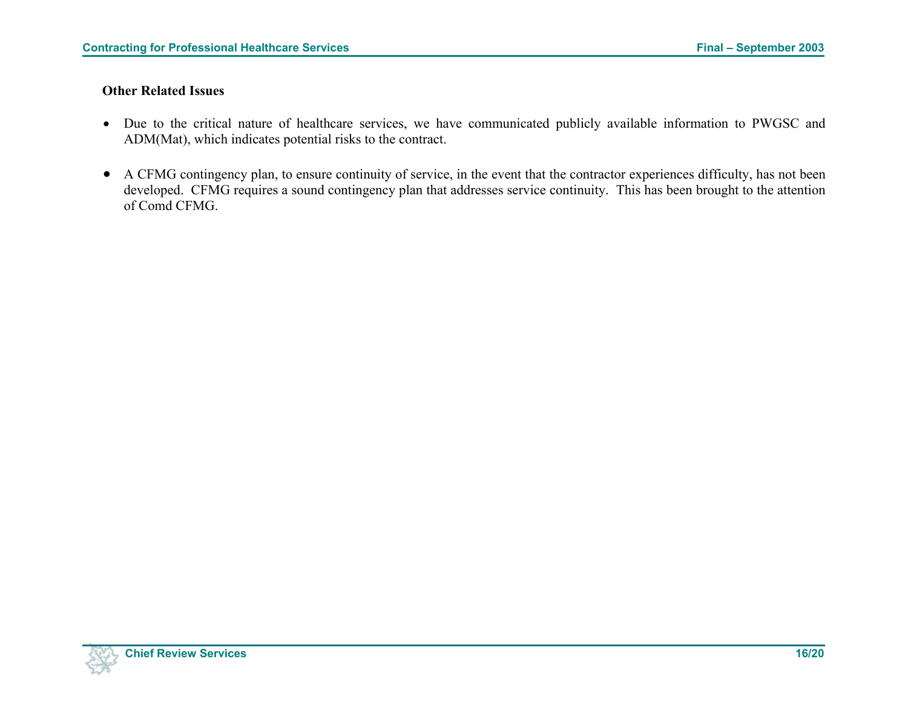**Other Related Issues**

- Due to the critical nature of healthcare services, we have communicated publicly available information to PWGSC and ADM(Mat), which indicates potential risks to the contract.

- A CFMG contingency plan, to ensure continuity of service, in the event that the contractor experiences difficulty, has not been developed. CFMG requires a sound contingency plan that addresses service continuity. This has been brought to the attention of Comd CFMG.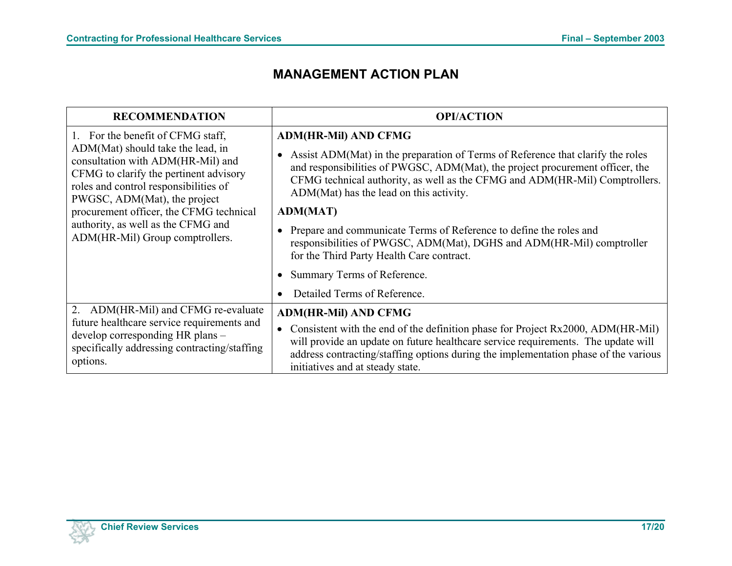# MANAGEMENT ACTION PLAN

| RECOMMENDATION | OPI/ACTION |
|---|---|
| 1. For the benefit of CFMG staff, ADM(Mat) should take the lead, in consultation with ADM(HR-Mil) and CFMG to clarify the pertinent advisory roles and control responsibilities of PWGSC, ADM(Mat), the project procurement officer, the CFMG technical authority, as well as the CFMG and ADM(HR-Mil) Group comptrollers. | **ADM(HR-Mil) AND CFMG**<br>• Assist ADM(Mat) in the preparation of Terms of Reference that clarify the roles and responsibilities of PWGSC, ADM(Mat), the project procurement officer, the CFMG technical authority, as well as the CFMG and ADM(HR-Mil) Comptrollers. ADM(Mat) has the lead on this activity.<br>**ADM(MAT)**<br>• Prepare and communicate Terms of Reference to define the roles and responsibilities of PWGSC, ADM(Mat), DGHS and ADM(HR-Mil) comptroller for the Third Party Health Care contract.<br>• Summary Terms of Reference.<br>• Detailed Terms of Reference. |
| 2. ADM(HR-Mil) and CFMG re-evaluate future healthcare service requirements and develop corresponding HR plans – specifically addressing contracting/staffing options. | **ADM(HR-Mil) AND CFMG**<br>• Consistent with the end of the definition phase for Project Rx2000, ADM(HR-Mil) will provide an update on future healthcare service requirements. The update will address contracting/staffing options during the implementation phase of the various initiatives and at steady state. |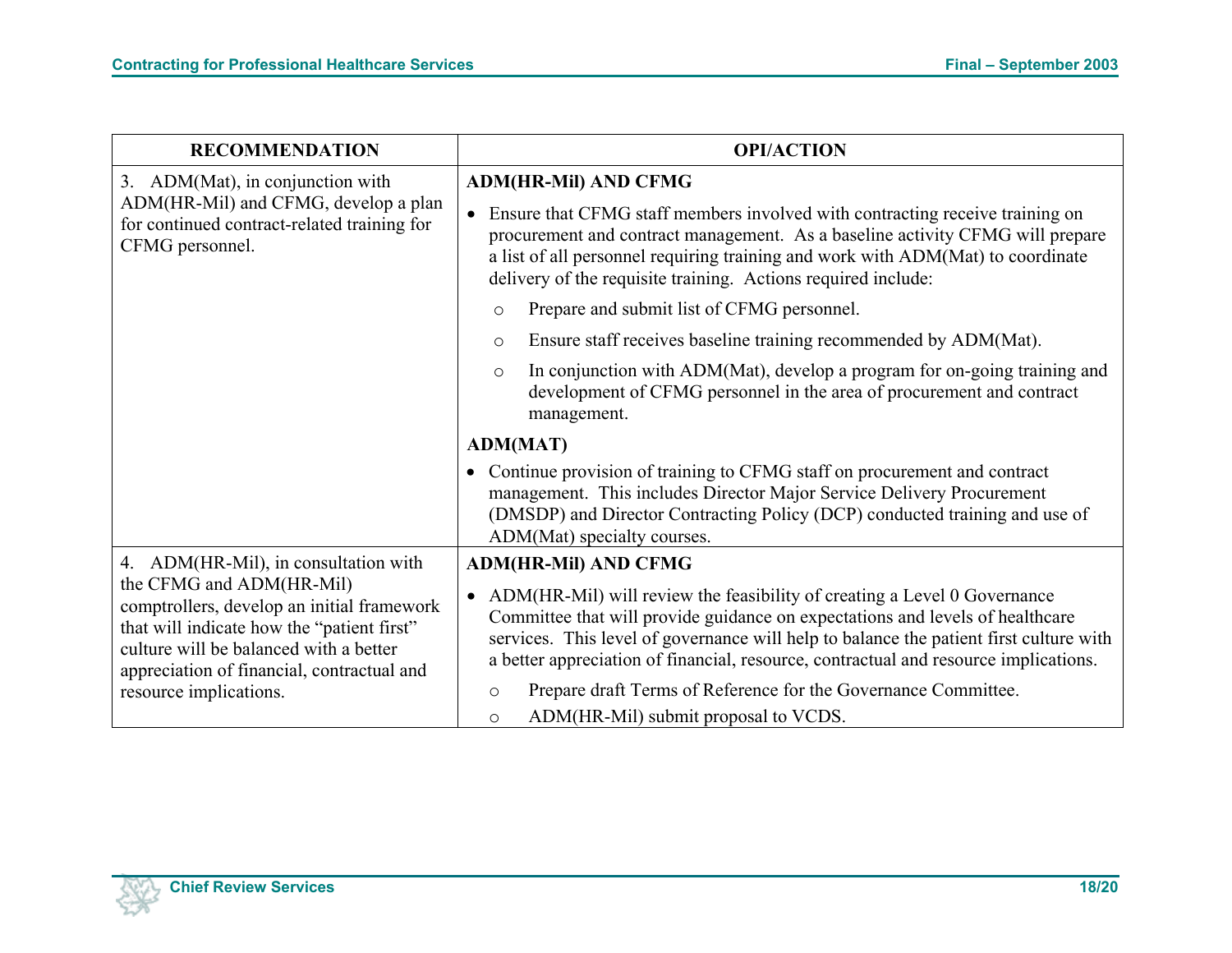| RECOMMENDATION | OPI/ACTION |
|---|---|
| 3. ADM(Mat), in conjunction with ADM(HR-Mil) and CFMG, develop a plan for continued contract-related training for CFMG personnel. | **ADM(HR-Mil) AND CFMG**<br>• Ensure that CFMG staff members involved with contracting receive training on procurement and contract management. As a baseline activity CFMG will prepare a list of all personnel requiring training and work with ADM(Mat) to coordinate delivery of the requisite training. Actions required include:<br>○ Prepare and submit list of CFMG personnel.<br>○ Ensure staff receives baseline training recommended by ADM(Mat).<br>○ In conjunction with ADM(Mat), develop a program for on-going training and development of CFMG personnel in the area of procurement and contract management.<br>**ADM(MAT)**<br>• Continue provision of training to CFMG staff on procurement and contract management. This includes Director Major Service Delivery Procurement (DMSDP) and Director Contracting Policy (DCP) conducted training and use of ADM(Mat) specialty courses. |
| 4. ADM(HR-Mil), in consultation with the CFMG and ADM(HR-Mil) comptrollers, develop an initial framework that will indicate how the "patient first" culture will be balanced with a better appreciation of financial, contractual and resource implications. | **ADM(HR-Mil) AND CFMG**<br>• ADM(HR-Mil) will review the feasibility of creating a Level 0 Governance Committee that will provide guidance on expectations and levels of healthcare services. This level of governance will help to balance the patient first culture with a better appreciation of financial, resource, contractual and resource implications.<br>○ Prepare draft Terms of Reference for the Governance Committee.<br>○ ADM(HR-Mil) submit proposal to VCDS. |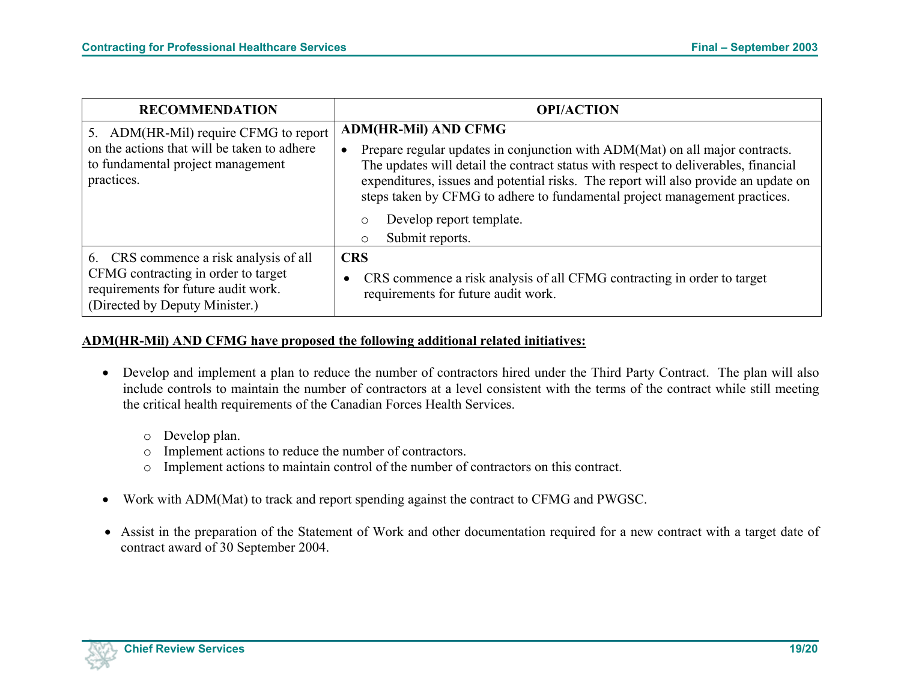| RECOMMENDATION | OPI/ACTION |
|---|---|
| 5. ADM(HR-Mil) require CFMG to report on the actions that will be taken to adhere to fundamental project management practices. | **ADM(HR-Mil) AND CFMG**<br>• Prepare regular updates in conjunction with ADM(Mat) on all major contracts. The updates will detail the contract status with respect to deliverables, financial expenditures, issues and potential risks. The report will also provide an update on steps taken by CFMG to adhere to fundamental project management practices.<br>&nbsp;&nbsp;&nbsp;&nbsp;o Develop report template.<br>&nbsp;&nbsp;&nbsp;&nbsp;o Submit reports. |
| 6. CRS commence a risk analysis of all CFMG contracting in order to target requirements for future audit work. (Directed by Deputy Minister.) | **CRS**<br>• CRS commence a risk analysis of all CFMG contracting in order to target requirements for future audit work. |

**ADM(HR-Mil) AND CFMG have proposed the following additional related initiatives:**

- Develop and implement a plan to reduce the number of contractors hired under the Third Party Contract. The plan will also include controls to maintain the number of contractors at a level consistent with the terms of the contract while still meeting the critical health requirements of the Canadian Forces Health Services.
  - Develop plan.
  - Implement actions to reduce the number of contractors.
  - Implement actions to maintain control of the number of contractors on this contract.

- Work with ADM(Mat) to track and report spending against the contract to CFMG and PWGSC.

- Assist in the preparation of the Statement of Work and other documentation required for a new contract with a target date of contract award of 30 September 2004.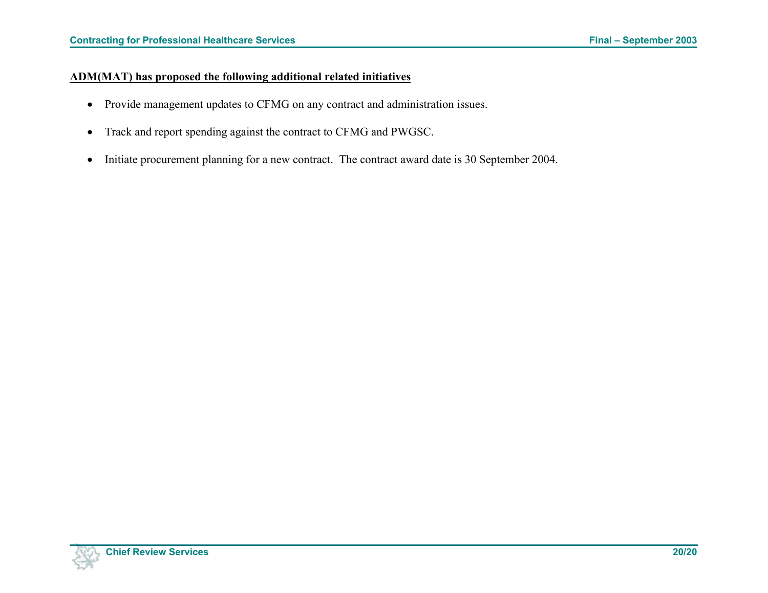**ADM(MAT) has proposed the following additional related initiatives**

- Provide management updates to CFMG on any contract and administration issues.
- Track and report spending against the contract to CFMG and PWGSC.
- Initiate procurement planning for a new contract. The contract award date is 30 September 2004.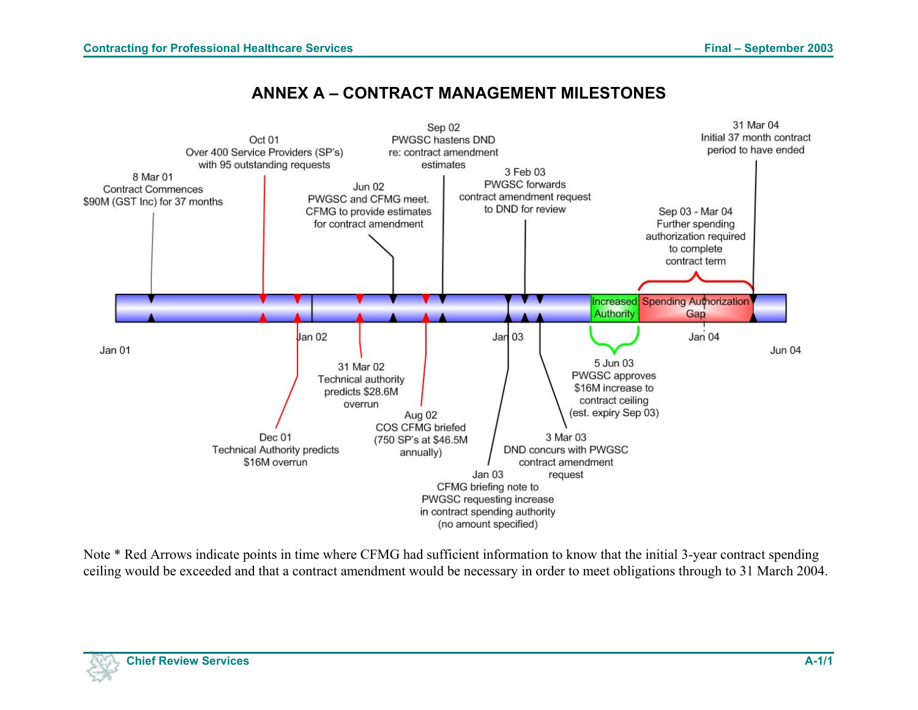# ANNEX A – CONTRACT MANAGEMENT MILESTONES

8 Mar 01
Contract Commences
$90M (GST Inc) for 37 months

Oct 01
Over 400 Service Providers (SP's)
with 95 outstanding requests

Dec 01
Technical Authority predicts
$16M overrun

31 Mar 02
Technical authority
predicts $28.6M
overrun

Jun 02
PWGSC and CFMG meet.
CFMG to provide estimates
for contract amendment

Aug 02
COS CFMG briefed
(750 SP's at $46.5M
annually)

Sep 02
PWGSC hastens DND
re: contract amendment
estimates

Jan 03
CFMG briefing note to
PWGSC requesting increase
in contract spending authority
(no amount specified)

3 Feb 03
PWGSC forwards
contract amendment request
to DND for review

3 Mar 03
DND concurs with PWGSC
contract amendment
request

5 Jun 03
PWGSC approves
$16M increase to
contract ceiling
(est. expiry Sep 03)

Increased Authority

Sep 03 - Mar 04
Further spending
authorization required
to complete
contract term

Spending Authorization Gap

31 Mar 04
Initial 37 month contract
period to have ended

Jan 01 | Jan 02 | Jan 03 | Jan 04 | Jun 04

Note * Red Arrows indicate points in time where CFMG had sufficient information to know that the initial 3-year contract spending ceiling would be exceeded and that a contract amendment would be necessary in order to meet obligations through to 31 March 2004.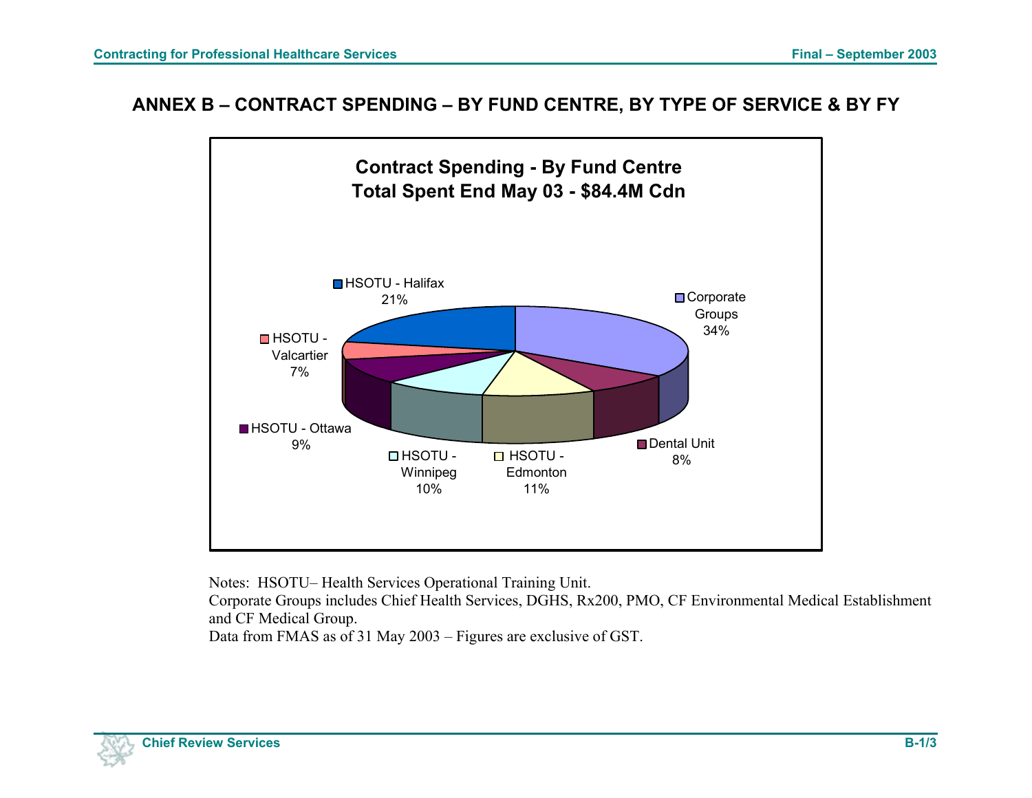## ANNEX B – CONTRACT SPENDING – BY FUND CENTRE, BY TYPE OF SERVICE & BY FY

**Contract Spending - By Fund Centre**
**Total Spent End May 03 - $84.4M Cdn**

| Fund Centre | Percentage |
|---|---|
| Corporate Groups | 34% |
| Dental Unit | 8% |
| HSOTU - Edmonton | 11% |
| HSOTU - Winnipeg | 10% |
| HSOTU - Ottawa | 9% |
| HSOTU - Valcartier | 7% |
| HSOTU - Halifax | 21% |

Notes: HSOTU– Health Services Operational Training Unit.
Corporate Groups includes Chief Health Services, DGHS, Rx200, PMO, CF Environmental Medical Establishment and CF Medical Group.
Data from FMAS as of 31 May 2003 – Figures are exclusive of GST.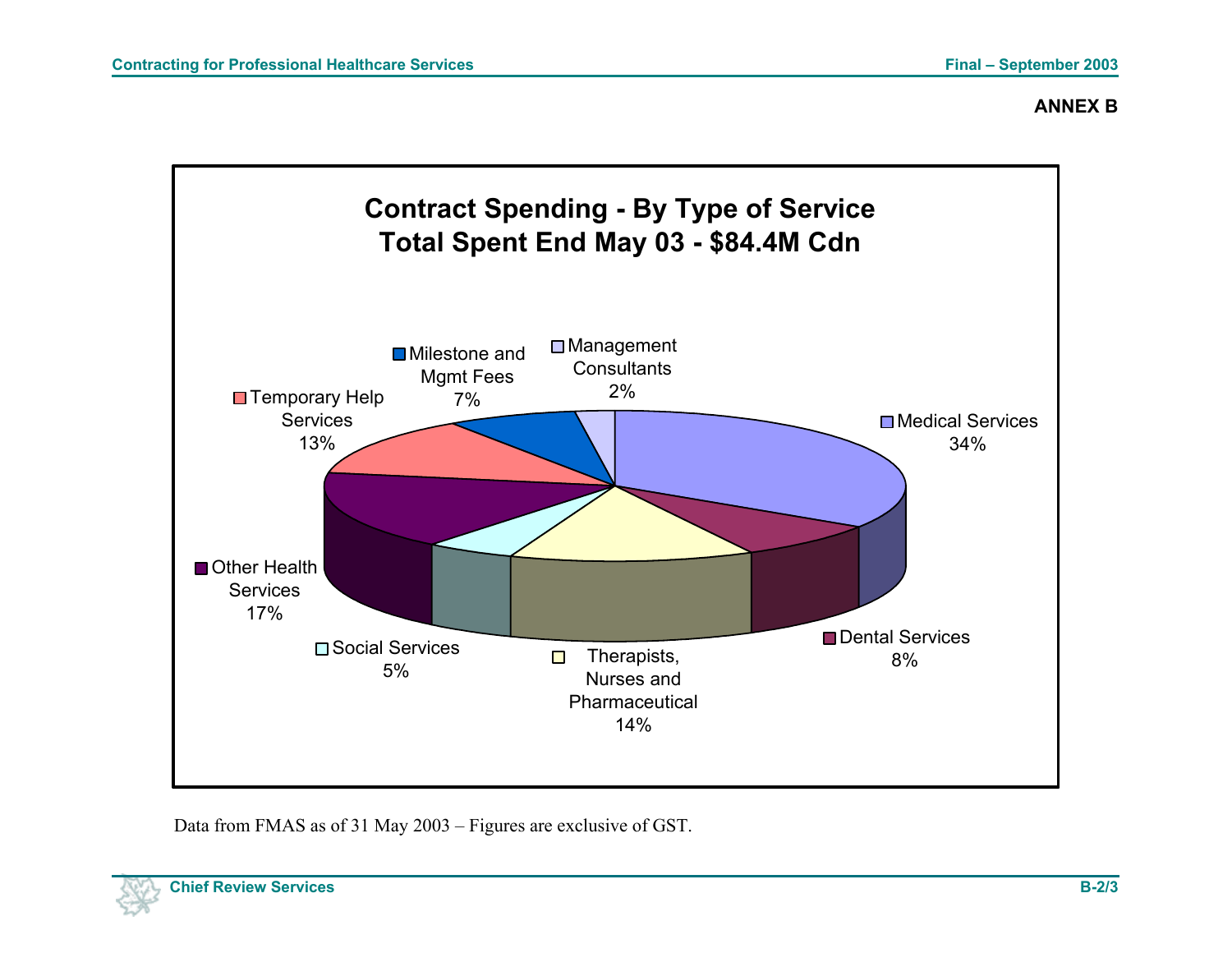**ANNEX B**

**Contract Spending - By Type of Service**
**Total Spent End May 03 - $84.4M Cdn**

| Type of Service | Percentage |
| --- | --- |
| Medical Services | 34% |
| Dental Services | 8% |
| Therapists, Nurses and Pharmaceutical | 14% |
| Social Services | 5% |
| Other Health Services | 17% |
| Temporary Help Services | 13% |
| Milestone and Mgmt Fees | 7% |
| Management Consultants | 2% |

Data from FMAS as of 31 May 2003 – Figures are exclusive of GST.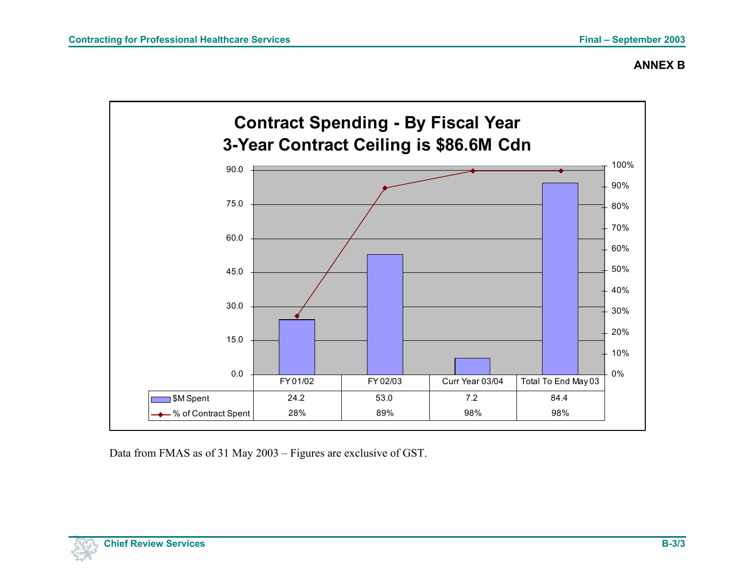**ANNEX B**

Contract Spending - By Fiscal Year
3-Year Contract Ceiling is $86.6M Cdn

90.0
75.0
60.0
45.0
30.0
15.0
0.0

100%
90%
80%
70%
60%
50%
40%
30%
20%
10%
0%

FY 01/02
FY 02/03
Curr Year 03/04
Total To End May 03

$M Spent: 24.2, 53.0, 7.2, 84.4

% of Contract Spent: 28%, 89%, 98%, 98%

Data from FMAS as of 31 May 2003 – Figures are exclusive of GST.